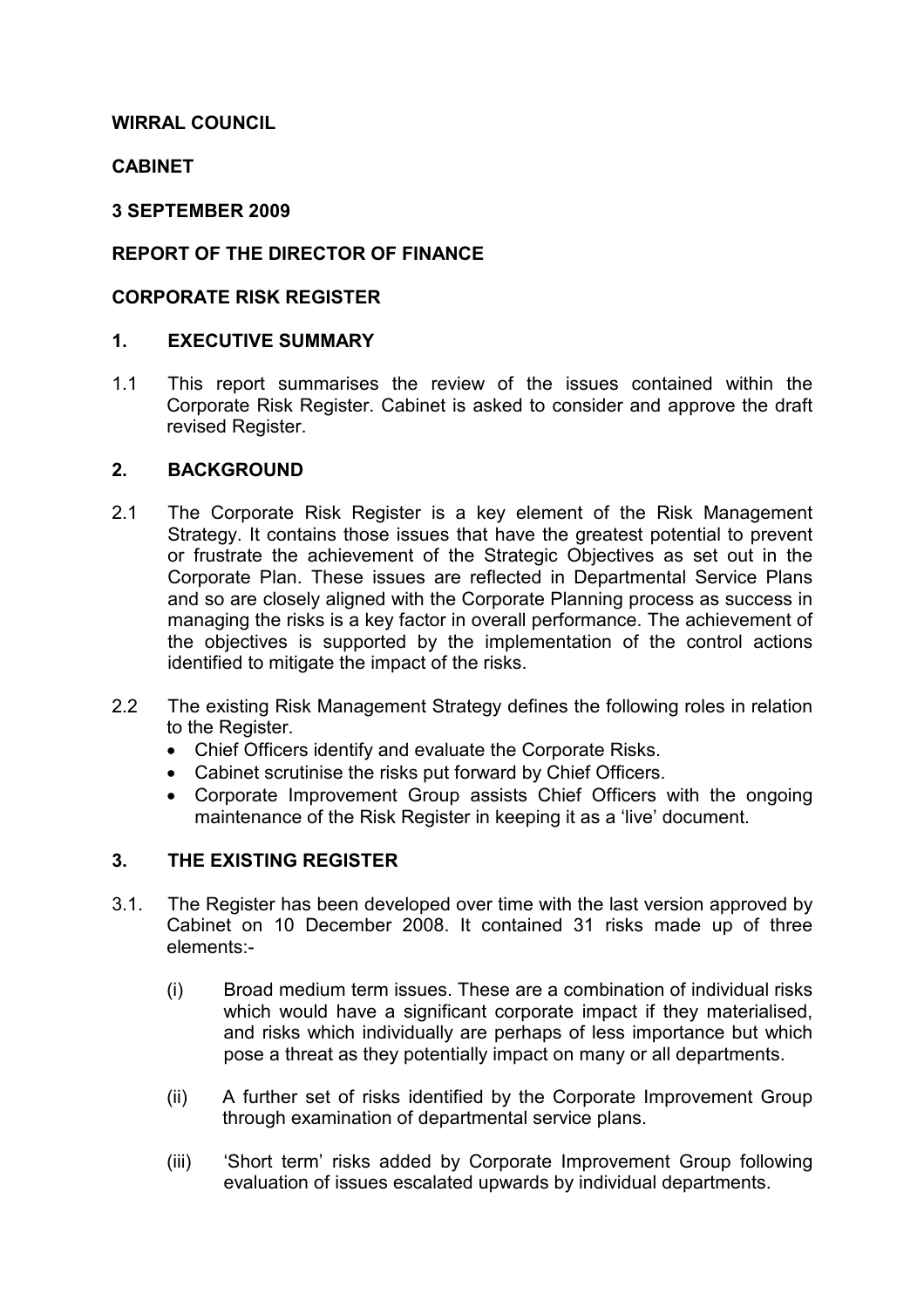**WIRRAL COUNCIL**

**CABINET**

**3 SEPTEMBER 2009**

**REPORT OF THE DIRECTOR OF FINANCE**

**CORPORATE RISK REGISTER**

## 1. EXECUTIVE SUMMARY

1.1 This report summarises the review of the issues contained within the Corporate Risk Register. Cabinet is asked to consider and approve the draft revised Register.

## 2. BACKGROUND

2.1 The Corporate Risk Register is a key element of the Risk Management Strategy. It contains those issues that have the greatest potential to prevent or frustrate the achievement of the Strategic Objectives as set out in the Corporate Plan. These issues are reflected in Departmental Service Plans and so are closely aligned with the Corporate Planning process as success in managing the risks is a key factor in overall performance. The achievement of the objectives is supported by the implementation of the control actions identified to mitigate the impact of the risks.

2.2 The existing Risk Management Strategy defines the following roles in relation to the Register.

- Chief Officers identify and evaluate the Corporate Risks.
- Cabinet scrutinise the risks put forward by Chief Officers.
- Corporate Improvement Group assists Chief Officers with the ongoing maintenance of the Risk Register in keeping it as a 'live' document.

## 3. THE EXISTING REGISTER

3.1. The Register has been developed over time with the last version approved by Cabinet on 10 December 2008. It contained 31 risks made up of three elements:-

(i) Broad medium term issues. These are a combination of individual risks which would have a significant corporate impact if they materialised, and risks which individually are perhaps of less importance but which pose a threat as they potentially impact on many or all departments.

(ii) A further set of risks identified by the Corporate Improvement Group through examination of departmental service plans.

(iii) 'Short term' risks added by Corporate Improvement Group following evaluation of issues escalated upwards by individual departments.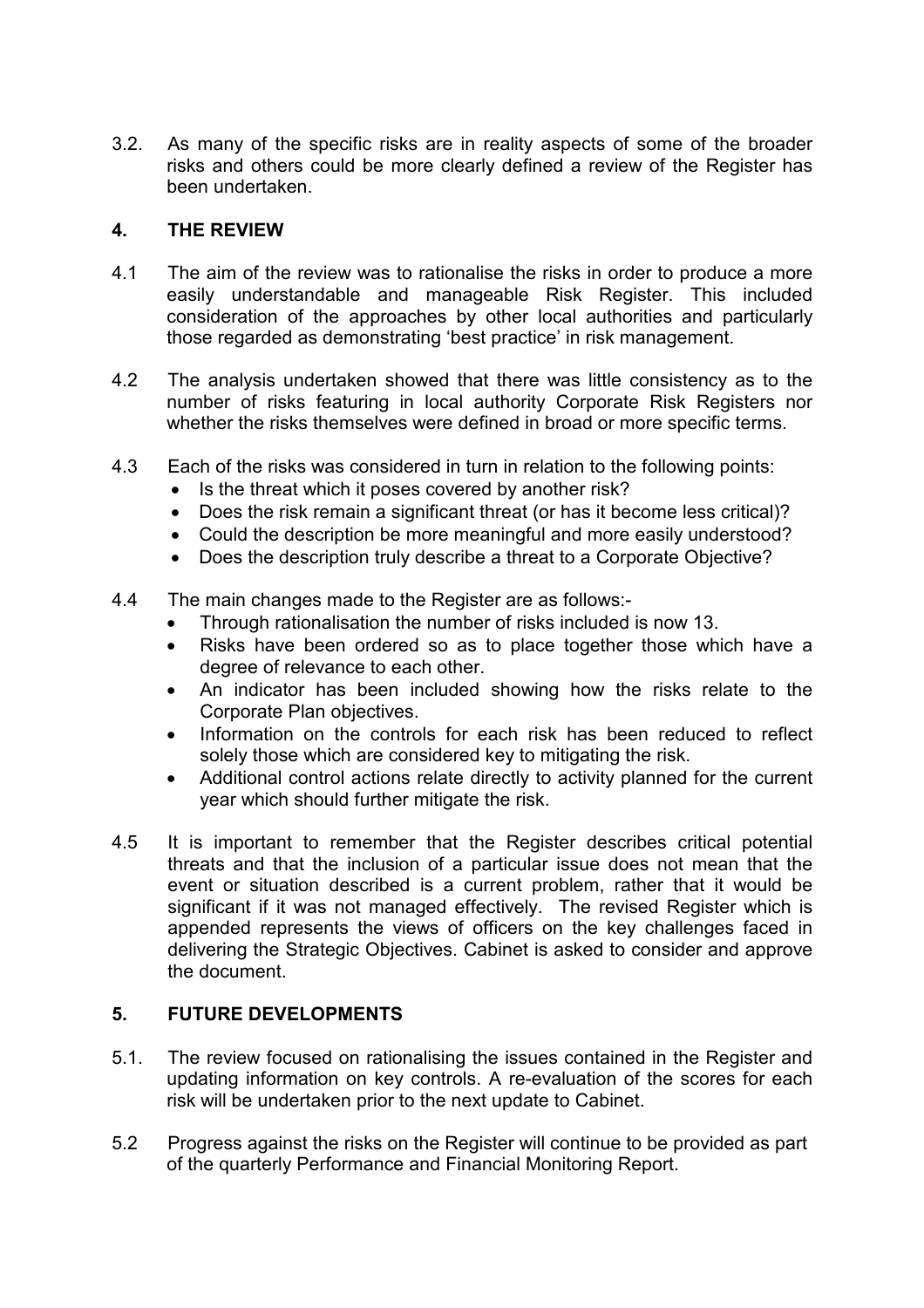3.2. As many of the specific risks are in reality aspects of some of the broader risks and others could be more clearly defined a review of the Register has been undertaken.

## 4. THE REVIEW

4.1 The aim of the review was to rationalise the risks in order to produce a more easily understandable and manageable Risk Register. This included consideration of the approaches by other local authorities and particularly those regarded as demonstrating 'best practice' in risk management.

4.2 The analysis undertaken showed that there was little consistency as to the number of risks featuring in local authority Corporate Risk Registers nor whether the risks themselves were defined in broad or more specific terms.

4.3 Each of the risks was considered in turn in relation to the following points:

- Is the threat which it poses covered by another risk?
- Does the risk remain a significant threat (or has it become less critical)?
- Could the description be more meaningful and more easily understood?
- Does the description truly describe a threat to a Corporate Objective?

4.4 The main changes made to the Register are as follows:-

- Through rationalisation the number of risks included is now 13.
- Risks have been ordered so as to place together those which have a degree of relevance to each other.
- An indicator has been included showing how the risks relate to the Corporate Plan objectives.
- Information on the controls for each risk has been reduced to reflect solely those which are considered key to mitigating the risk.
- Additional control actions relate directly to activity planned for the current year which should further mitigate the risk.

4.5 It is important to remember that the Register describes critical potential threats and that the inclusion of a particular issue does not mean that the event or situation described is a current problem, rather that it would be significant if it was not managed effectively. The revised Register which is appended represents the views of officers on the key challenges faced in delivering the Strategic Objectives. Cabinet is asked to consider and approve the document.

## 5. FUTURE DEVELOPMENTS

5.1. The review focused on rationalising the issues contained in the Register and updating information on key controls. A re-evaluation of the scores for each risk will be undertaken prior to the next update to Cabinet.

5.2 Progress against the risks on the Register will continue to be provided as part of the quarterly Performance and Financial Monitoring Report.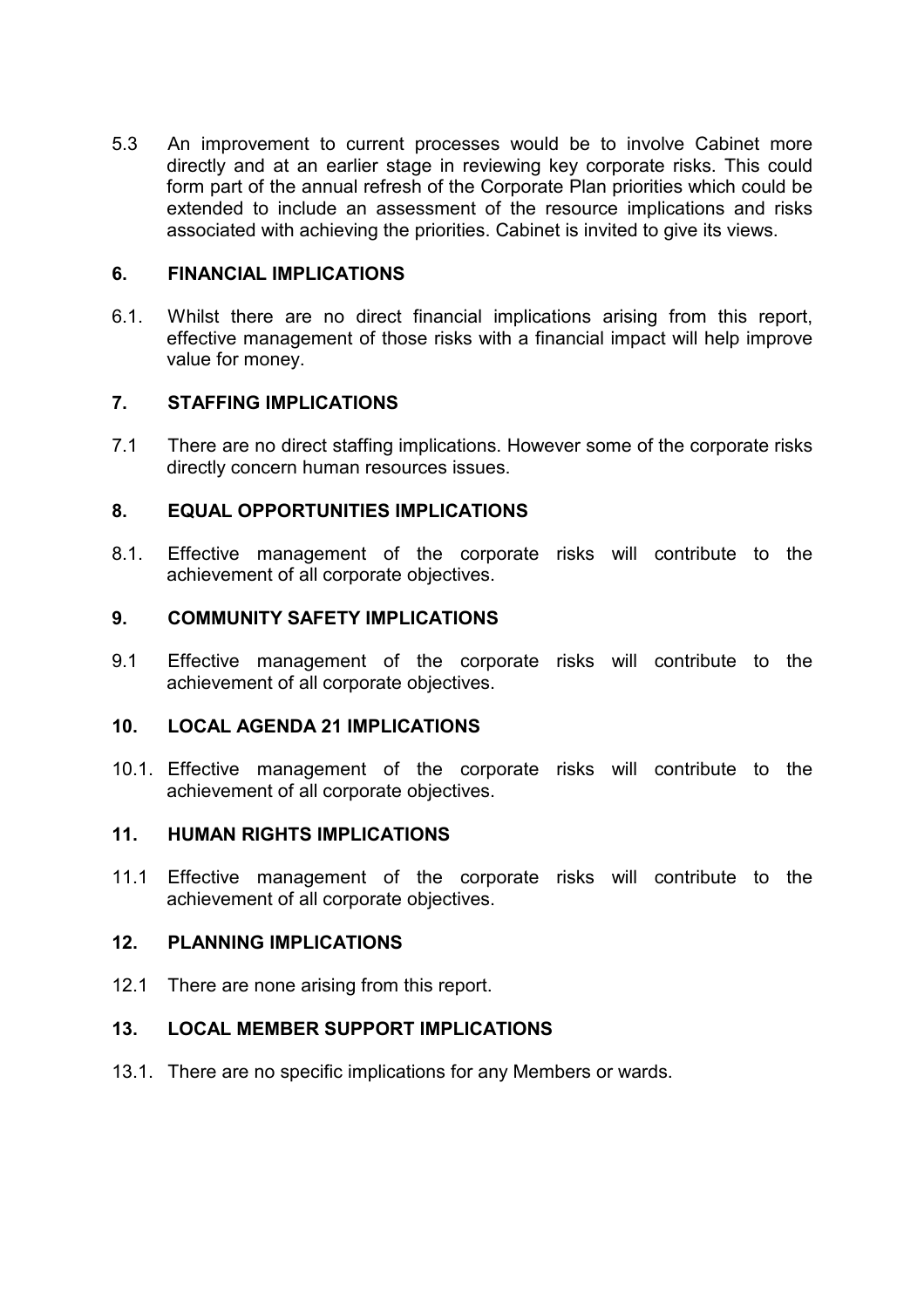5.3 An improvement to current processes would be to involve Cabinet more directly and at an earlier stage in reviewing key corporate risks. This could form part of the annual refresh of the Corporate Plan priorities which could be extended to include an assessment of the resource implications and risks associated with achieving the priorities. Cabinet is invited to give its views.

## 6. FINANCIAL IMPLICATIONS

6.1. Whilst there are no direct financial implications arising from this report, effective management of those risks with a financial impact will help improve value for money.

## 7. STAFFING IMPLICATIONS

7.1 There are no direct staffing implications. However some of the corporate risks directly concern human resources issues.

## 8. EQUAL OPPORTUNITIES IMPLICATIONS

8.1. Effective management of the corporate risks will contribute to the achievement of all corporate objectives.

## 9. COMMUNITY SAFETY IMPLICATIONS

9.1 Effective management of the corporate risks will contribute to the achievement of all corporate objectives.

## 10. LOCAL AGENDA 21 IMPLICATIONS

10.1. Effective management of the corporate risks will contribute to the achievement of all corporate objectives.

## 11. HUMAN RIGHTS IMPLICATIONS

11.1 Effective management of the corporate risks will contribute to the achievement of all corporate objectives.

## 12. PLANNING IMPLICATIONS

12.1 There are none arising from this report.

## 13. LOCAL MEMBER SUPPORT IMPLICATIONS

13.1. There are no specific implications for any Members or wards.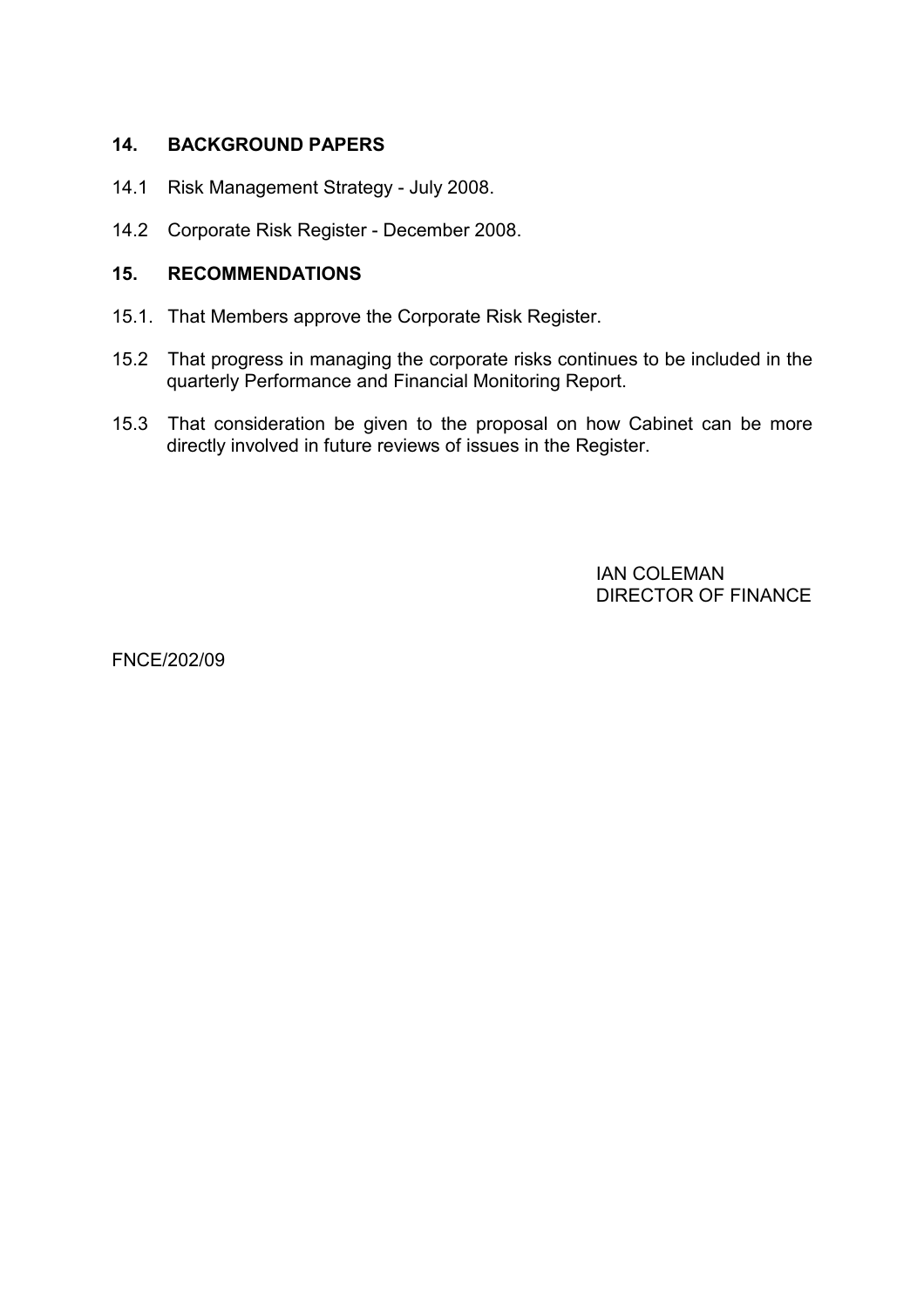## 14. BACKGROUND PAPERS

14.1 Risk Management Strategy - July 2008.

14.2 Corporate Risk Register - December 2008.

## 15. RECOMMENDATIONS

15.1. That Members approve the Corporate Risk Register.

15.2 That progress in managing the corporate risks continues to be included in the quarterly Performance and Financial Monitoring Report.

15.3 That consideration be given to the proposal on how Cabinet can be more directly involved in future reviews of issues in the Register.

IAN COLEMAN
DIRECTOR OF FINANCE

FNCE/202/09